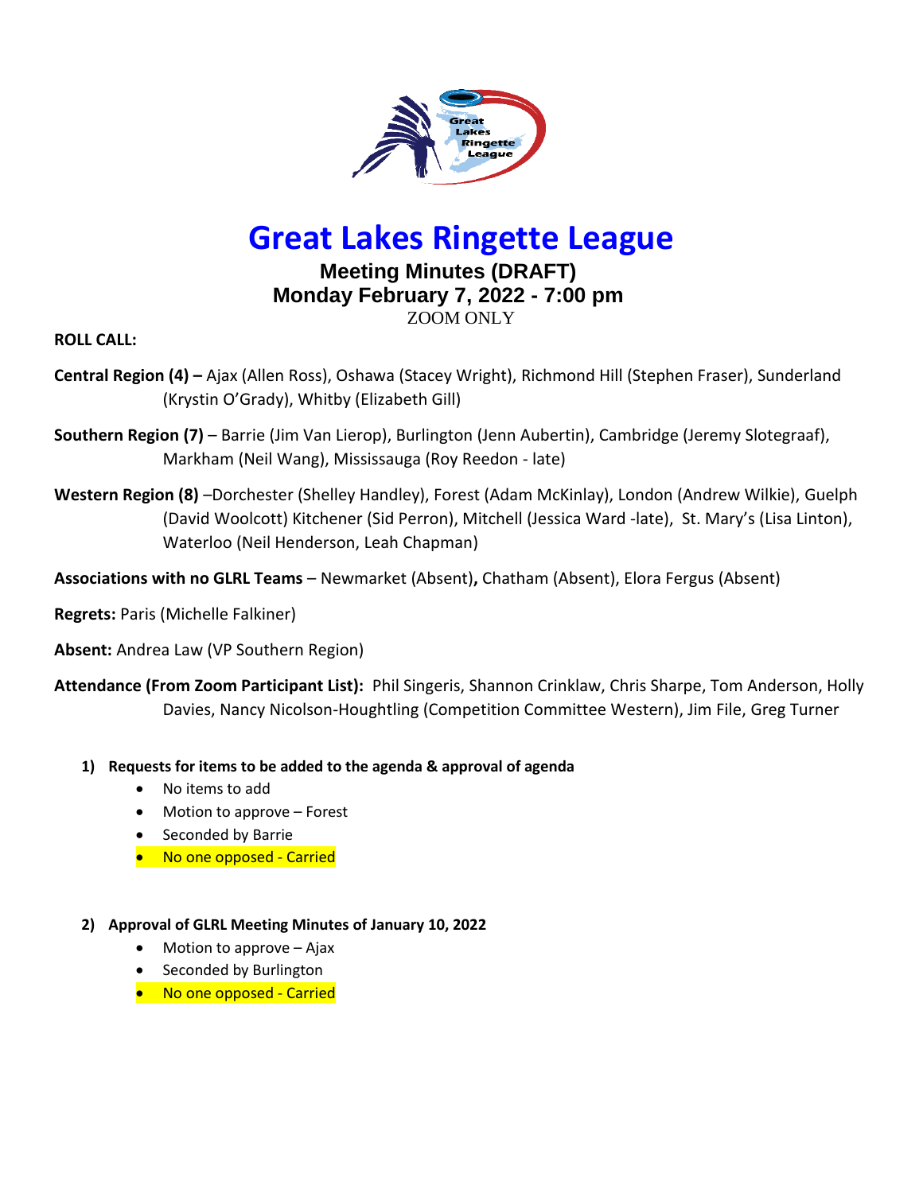# Great Lakes Ringette League

## Meeting Minutes (DRAFT)
## Monday February 7, 2022 - 7:00 pm
ZOOM ONLY

**ROLL CALL:**

**Central Region (4) –** Ajax (Allen Ross), Oshawa (Stacey Wright), Richmond Hill (Stephen Fraser), Sunderland (Krystin O'Grady), Whitby (Elizabeth Gill)

**Southern Region (7)** – Barrie (Jim Van Lierop), Burlington (Jenn Aubertin), Cambridge (Jeremy Slotegraaf), Markham (Neil Wang), Mississauga (Roy Reedon - late)

**Western Region (8)** –Dorchester (Shelley Handley), Forest (Adam McKinlay), London (Andrew Wilkie), Guelph (David Woolcott) Kitchener (Sid Perron), Mitchell (Jessica Ward -late), St. Mary's (Lisa Linton), Waterloo (Neil Henderson, Leah Chapman)

**Associations with no GLRL Teams** – Newmarket (Absent)**,** Chatham (Absent), Elora Fergus (Absent)

**Regrets:** Paris (Michelle Falkiner)

**Absent:** Andrea Law (VP Southern Region)

**Attendance (From Zoom Participant List):** Phil Singeris, Shannon Crinklaw, Chris Sharpe, Tom Anderson, Holly Davies, Nancy Nicolson-Houghtling (Competition Committee Western), Jim File, Greg Turner

1) **Requests for items to be added to the agenda & approval of agenda**
   - No items to add
   - Motion to approve – Forest
   - Seconded by Barrie
   - No one opposed - Carried

2) **Approval of GLRL Meeting Minutes of January 10, 2022**
   - Motion to approve – Ajax
   - Seconded by Burlington
   - No one opposed - Carried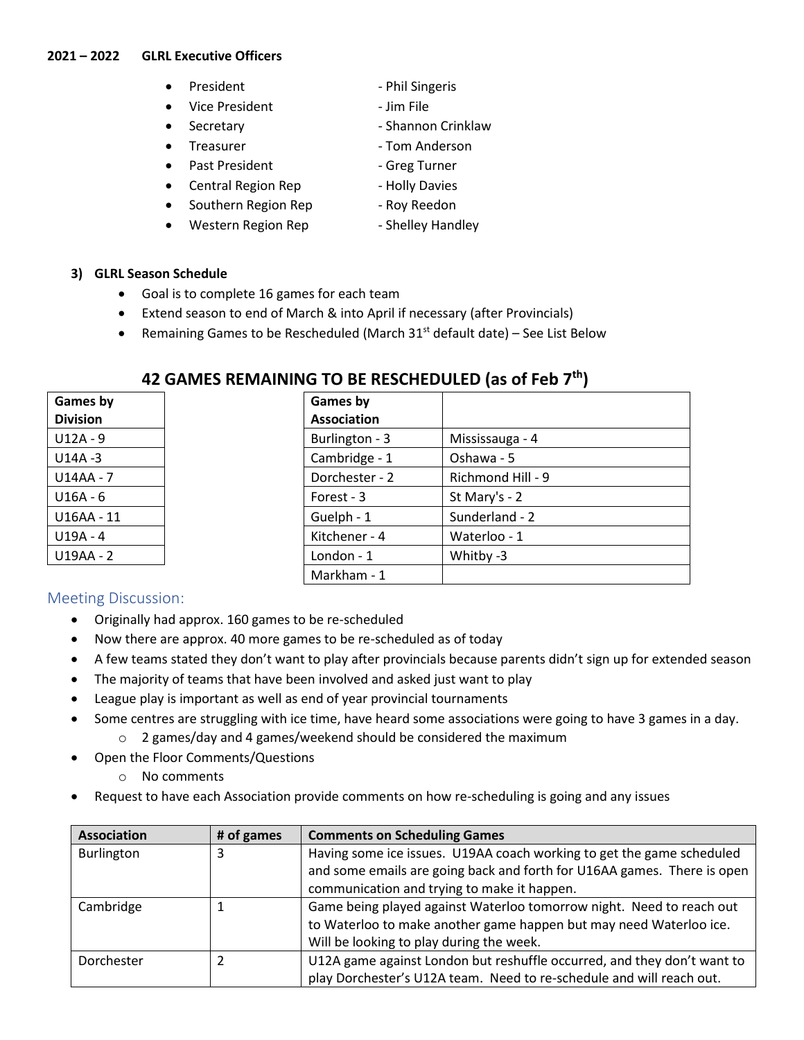**2021 – 2022 GLRL Executive Officers**

- President - Phil Singeris
- Vice President - Jim File
- Secretary - Shannon Crinklaw
- Treasurer - Tom Anderson
- Past President - Greg Turner
- Central Region Rep - Holly Davies
- Southern Region Rep - Roy Reedon
- Western Region Rep - Shelley Handley

### 3) GLRL Season Schedule

- Goal is to complete 16 games for each team
- Extend season to end of March & into April if necessary (after Provincials)
- Remaining Games to be Rescheduled (March 31st default date) – See List Below

## 42 GAMES REMAINING TO BE RESCHEDULED (as of Feb 7th)

| Games by Division |
|---|
| U12A - 9 |
| U14A -3 |
| U14AA - 7 |
| U16A - 6 |
| U16AA - 11 |
| U19A - 4 |
| U19AA - 2 |

| Games by Association | |
|---|---|
| Burlington - 3 | Mississauga - 4 |
| Cambridge - 1 | Oshawa - 5 |
| Dorchester - 2 | Richmond Hill - 9 |
| Forest - 3 | St Mary's - 2 |
| Guelph - 1 | Sunderland - 2 |
| Kitchener - 4 | Waterloo - 1 |
| London - 1 | Whitby -3 |
| Markham - 1 | |

### Meeting Discussion:

- Originally had approx. 160 games to be re-scheduled
- Now there are approx. 40 more games to be re-scheduled as of today
- A few teams stated they don't want to play after provincials because parents didn't sign up for extended season
- The majority of teams that have been involved and asked just want to play
- League play is important as well as end of year provincial tournaments
- Some centres are struggling with ice time, have heard some associations were going to have 3 games in a day.
  - 2 games/day and 4 games/weekend should be considered the maximum
- Open the Floor Comments/Questions
  - No comments
- Request to have each Association provide comments on how re-scheduling is going and any issues

| Association | # of games | Comments on Scheduling Games |
|---|---|---|
| Burlington | 3 | Having some ice issues. U19AA coach working to get the game scheduled and some emails are going back and forth for U16AA games. There is open communication and trying to make it happen. |
| Cambridge | 1 | Game being played against Waterloo tomorrow night. Need to reach out to Waterloo to make another game happen but may need Waterloo ice. Will be looking to play during the week. |
| Dorchester | 2 | U12A game against London but reshuffle occurred, and they don't want to play Dorchester's U12A team. Need to re-schedule and will reach out. |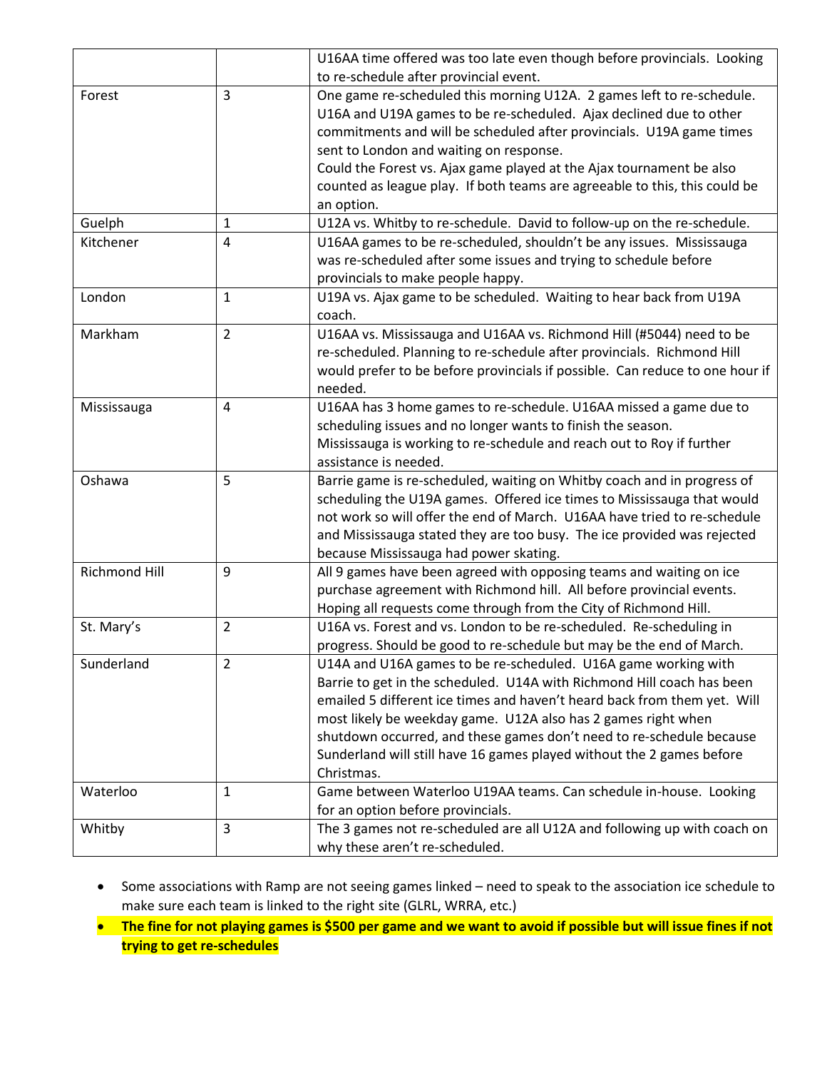| | | |
|---|---|---|
| | | U16AA time offered was too late even though before provincials. Looking to re-schedule after provincial event. |
| Forest | 3 | One game re-scheduled this morning U12A. 2 games left to re-schedule. U16A and U19A games to be re-scheduled. Ajax declined due to other commitments and will be scheduled after provincials. U19A game times sent to London and waiting on response.<br>Could the Forest vs. Ajax game played at the Ajax tournament be also counted as league play. If both teams are agreeable to this, this could be an option. |
| Guelph | 1 | U12A vs. Whitby to re-schedule. David to follow-up on the re-schedule. |
| Kitchener | 4 | U16AA games to be re-scheduled, shouldn't be any issues. Mississauga was re-scheduled after some issues and trying to schedule before provincials to make people happy. |
| London | 1 | U19A vs. Ajax game to be scheduled. Waiting to hear back from U19A coach. |
| Markham | 2 | U16AA vs. Mississauga and U16AA vs. Richmond Hill (#5044) need to be re-scheduled. Planning to re-schedule after provincials. Richmond Hill would prefer to be before provincials if possible. Can reduce to one hour if needed. |
| Mississauga | 4 | U16AA has 3 home games to re-schedule. U16AA missed a game due to scheduling issues and no longer wants to finish the season.<br>Mississauga is working to re-schedule and reach out to Roy if further assistance is needed. |
| Oshawa | 5 | Barrie game is re-scheduled, waiting on Whitby coach and in progress of scheduling the U19A games. Offered ice times to Mississauga that would not work so will offer the end of March. U16AA have tried to re-schedule and Mississauga stated they are too busy. The ice provided was rejected because Mississauga had power skating. |
| Richmond Hill | 9 | All 9 games have been agreed with opposing teams and waiting on ice purchase agreement with Richmond hill. All before provincial events. Hoping all requests come through from the City of Richmond Hill. |
| St. Mary's | 2 | U16A vs. Forest and vs. London to be re-scheduled. Re-scheduling in progress. Should be good to re-schedule but may be the end of March. |
| Sunderland | 2 | U14A and U16A games to be re-scheduled. U16A game working with Barrie to get in the scheduled. U14A with Richmond Hill coach has been emailed 5 different ice times and haven't heard back from them yet. Will most likely be weekday game. U12A also has 2 games right when shutdown occurred, and these games don't need to re-schedule because Sunderland will still have 16 games played without the 2 games before Christmas. |
| Waterloo | 1 | Game between Waterloo U19AA teams. Can schedule in-house. Looking for an option before provincials. |
| Whitby | 3 | The 3 games not re-scheduled are all U12A and following up with coach on why these aren't re-scheduled. |

- Some associations with Ramp are not seeing games linked – need to speak to the association ice schedule to make sure each team is linked to the right site (GLRL, WRRA, etc.)
- **The fine for not playing games is $500 per game and we want to avoid if possible but will issue fines if not trying to get re-schedules**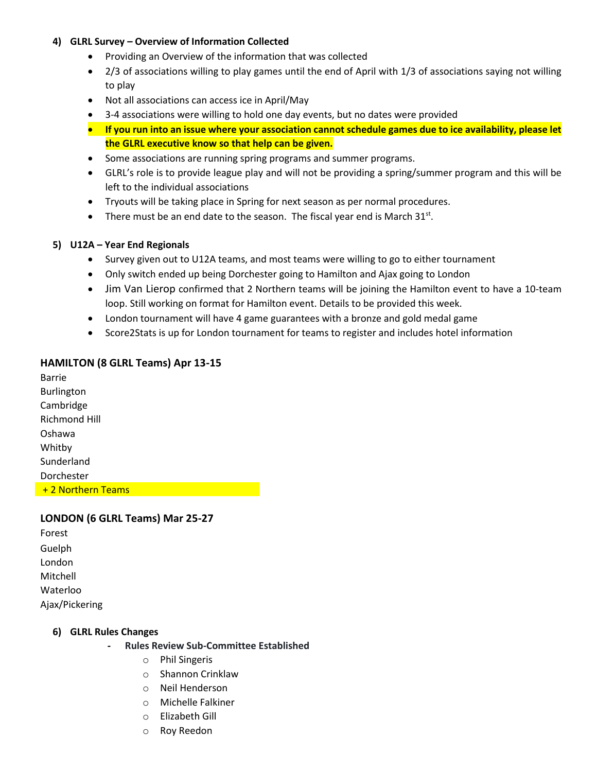**4) GLRL Survey – Overview of Information Collected**

- Providing an Overview of the information that was collected
- 2/3 of associations willing to play games until the end of April with 1/3 of associations saying not willing to play
- Not all associations can access ice in April/May
- 3-4 associations were willing to hold one day events, but no dates were provided
- **If you run into an issue where your association cannot schedule games due to ice availability, please let the GLRL executive know so that help can be given.**
- Some associations are running spring programs and summer programs.
- GLRL's role is to provide league play and will not be providing a spring/summer program and this will be left to the individual associations
- Tryouts will be taking place in Spring for next season as per normal procedures.
- There must be an end date to the season. The fiscal year end is March 31st.

**5) U12A – Year End Regionals**

- Survey given out to U12A teams, and most teams were willing to go to either tournament
- Only switch ended up being Dorchester going to Hamilton and Ajax going to London
- Jim Van Lierop confirmed that 2 Northern teams will be joining the Hamilton event to have a 10-team loop. Still working on format for Hamilton event. Details to be provided this week.
- London tournament will have 4 game guarantees with a bronze and gold medal game
- Score2Stats is up for London tournament for teams to register and includes hotel information

### HAMILTON (8 GLRL Teams) Apr 13-15

Barrie
Burlington
Cambridge
Richmond Hill
Oshawa
Whitby
Sunderland
Dorchester
+ 2 Northern Teams

### LONDON (6 GLRL Teams) Mar 25-27

Forest
Guelph
London
Mitchell
Waterloo
Ajax/Pickering

**6) GLRL Rules Changes**

- **Rules Review Sub-Committee Established**
  - Phil Singeris
  - Shannon Crinklaw
  - Neil Henderson
  - Michelle Falkiner
  - Elizabeth Gill
  - Roy Reedon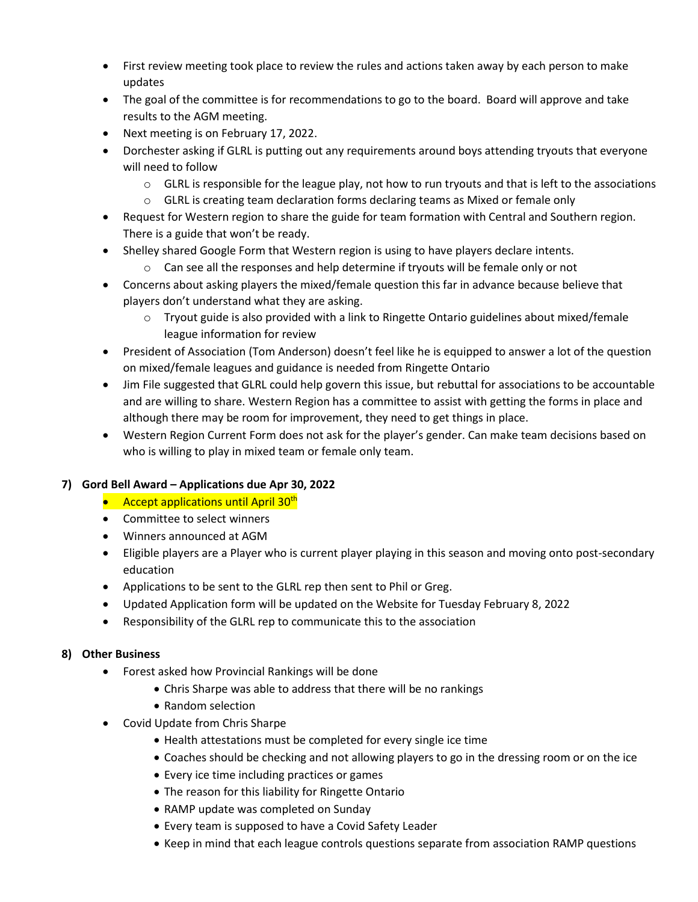- First review meeting took place to review the rules and actions taken away by each person to make updates
- The goal of the committee is for recommendations to go to the board. Board will approve and take results to the AGM meeting.
- Next meeting is on February 17, 2022.
- Dorchester asking if GLRL is putting out any requirements around boys attending tryouts that everyone will need to follow
  - GLRL is responsible for the league play, not how to run tryouts and that is left to the associations
  - GLRL is creating team declaration forms declaring teams as Mixed or female only
- Request for Western region to share the guide for team formation with Central and Southern region. There is a guide that won't be ready.
- Shelley shared Google Form that Western region is using to have players declare intents.
  - Can see all the responses and help determine if tryouts will be female only or not
- Concerns about asking players the mixed/female question this far in advance because believe that players don't understand what they are asking.
  - Tryout guide is also provided with a link to Ringette Ontario guidelines about mixed/female league information for review
- President of Association (Tom Anderson) doesn't feel like he is equipped to answer a lot of the question on mixed/female leagues and guidance is needed from Ringette Ontario
- Jim File suggested that GLRL could help govern this issue, but rebuttal for associations to be accountable and are willing to share. Western Region has a committee to assist with getting the forms in place and although there may be room for improvement, they need to get things in place.
- Western Region Current Form does not ask for the player's gender. Can make team decisions based on who is willing to play in mixed team or female only team.

**7) Gord Bell Award – Applications due Apr 30, 2022**

- Accept applications until April 30th
- Committee to select winners
- Winners announced at AGM
- Eligible players are a Player who is current player playing in this season and moving onto post-secondary education
- Applications to be sent to the GLRL rep then sent to Phil or Greg.
- Updated Application form will be updated on the Website for Tuesday February 8, 2022
- Responsibility of the GLRL rep to communicate this to the association

**8) Other Business**

- Forest asked how Provincial Rankings will be done
  - Chris Sharpe was able to address that there will be no rankings
  - Random selection
- Covid Update from Chris Sharpe
  - Health attestations must be completed for every single ice time
  - Coaches should be checking and not allowing players to go in the dressing room or on the ice
  - Every ice time including practices or games
  - The reason for this liability for Ringette Ontario
  - RAMP update was completed on Sunday
  - Every team is supposed to have a Covid Safety Leader
  - Keep in mind that each league controls questions separate from association RAMP questions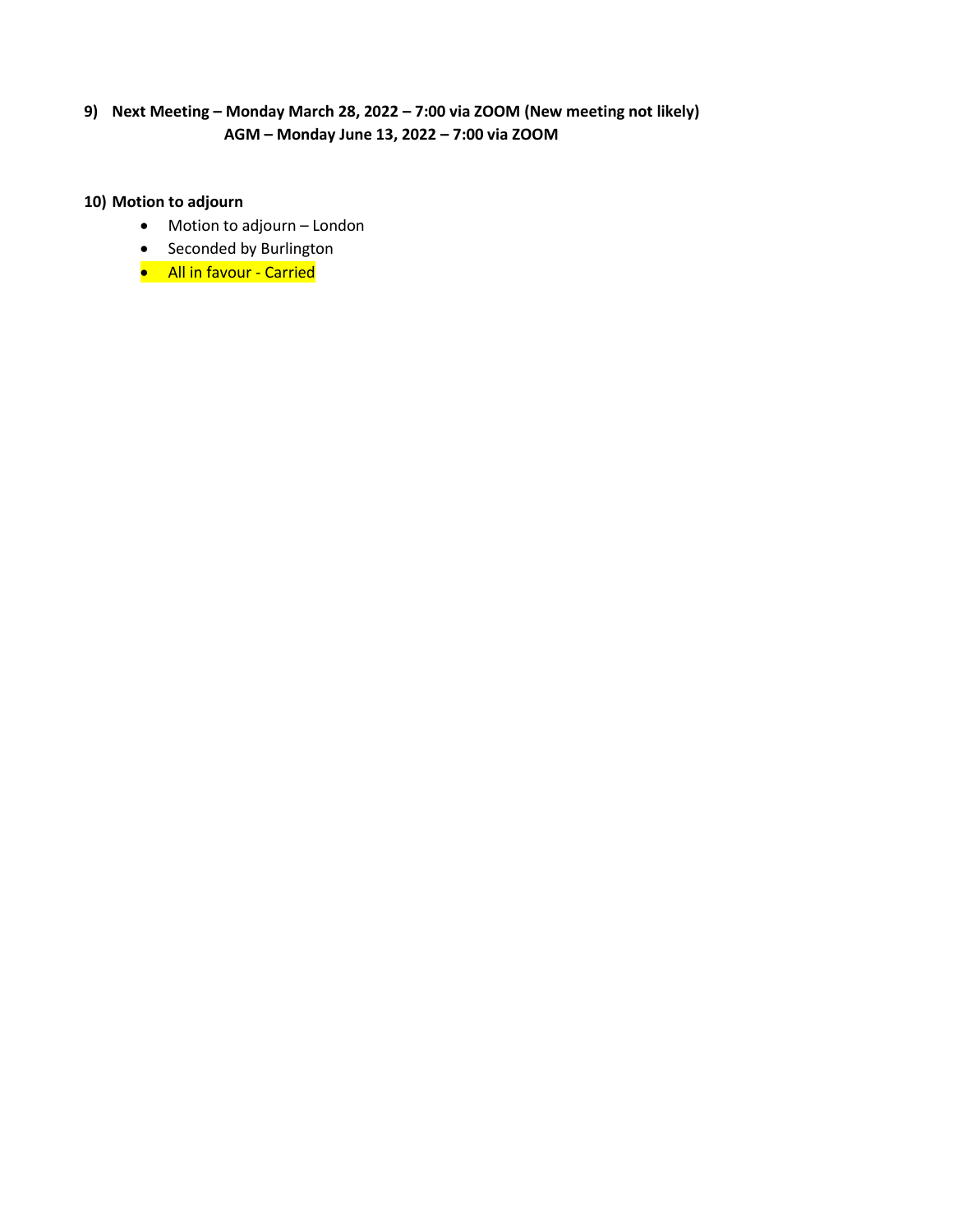**9) Next Meeting – Monday March 28, 2022 – 7:00 via ZOOM (New meeting not likely)**
**AGM – Monday June 13, 2022 – 7:00 via ZOOM**

**10) Motion to adjourn**

- Motion to adjourn – London
- Seconded by Burlington
- All in favour - Carried